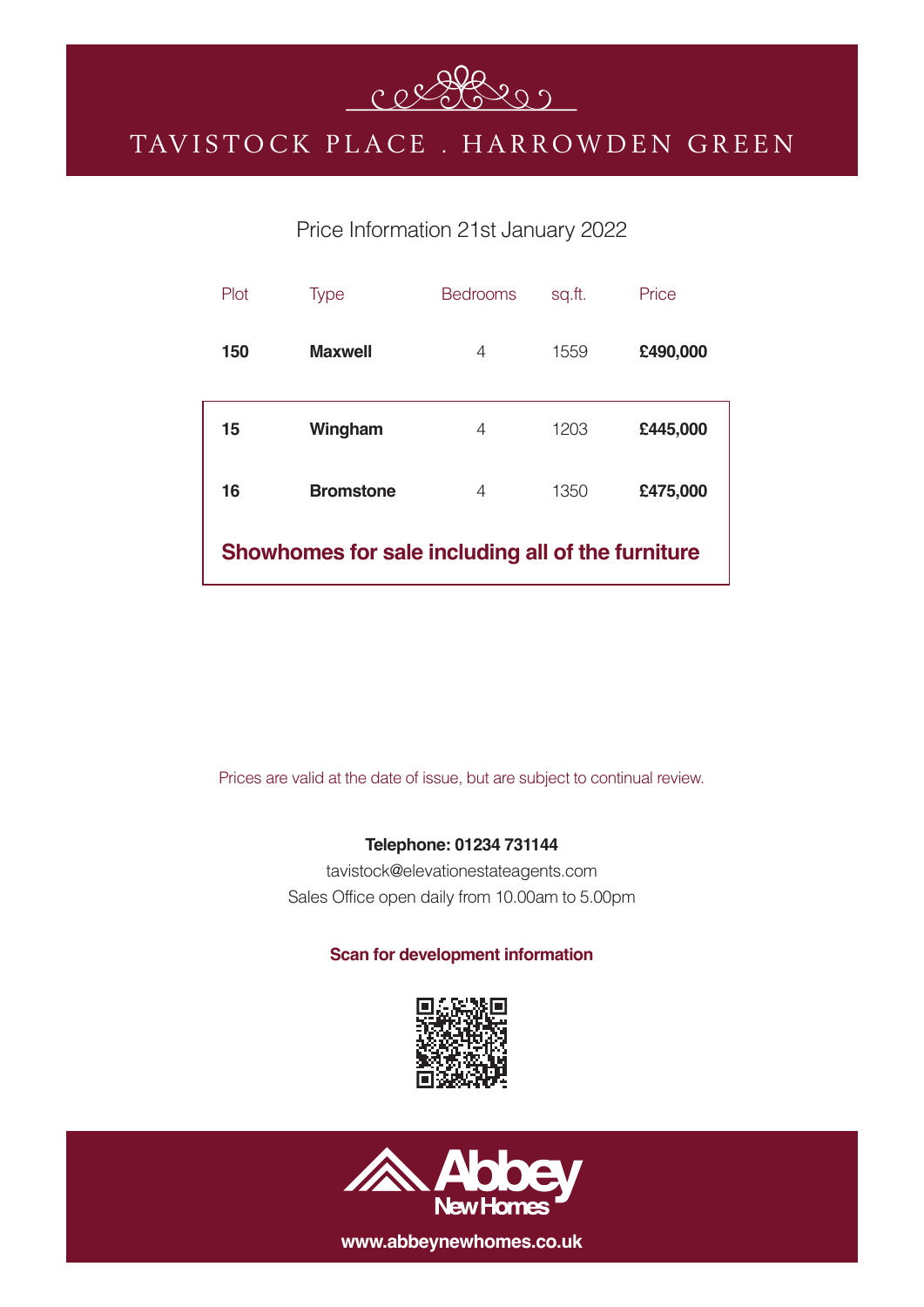# TAVISTOCK PLACE . HARROWDEN GREEN

Price Information 21st January 2022

| Plot | Type | Bedrooms | sq.ft. | Price |
|---|---|---|---|---|
| **150** | **Maxwell** | 4 | 1559 | **£490,000** |
| **15** | **Wingham** | 4 | 1203 | **£445,000** |
| **16** | **Bromstone** | 4 | 1350 | **£475,000** |

**Showhomes for sale including all of the furniture**

Prices are valid at the date of issue, but are subject to continual review.

**Telephone: 01234 731144**

tavistock@elevationestateagents.com

Sales Office open daily from 10.00am to 5.00pm

**Scan for development information**

Abbey New Homes

**www.abbeynewhomes.co.uk**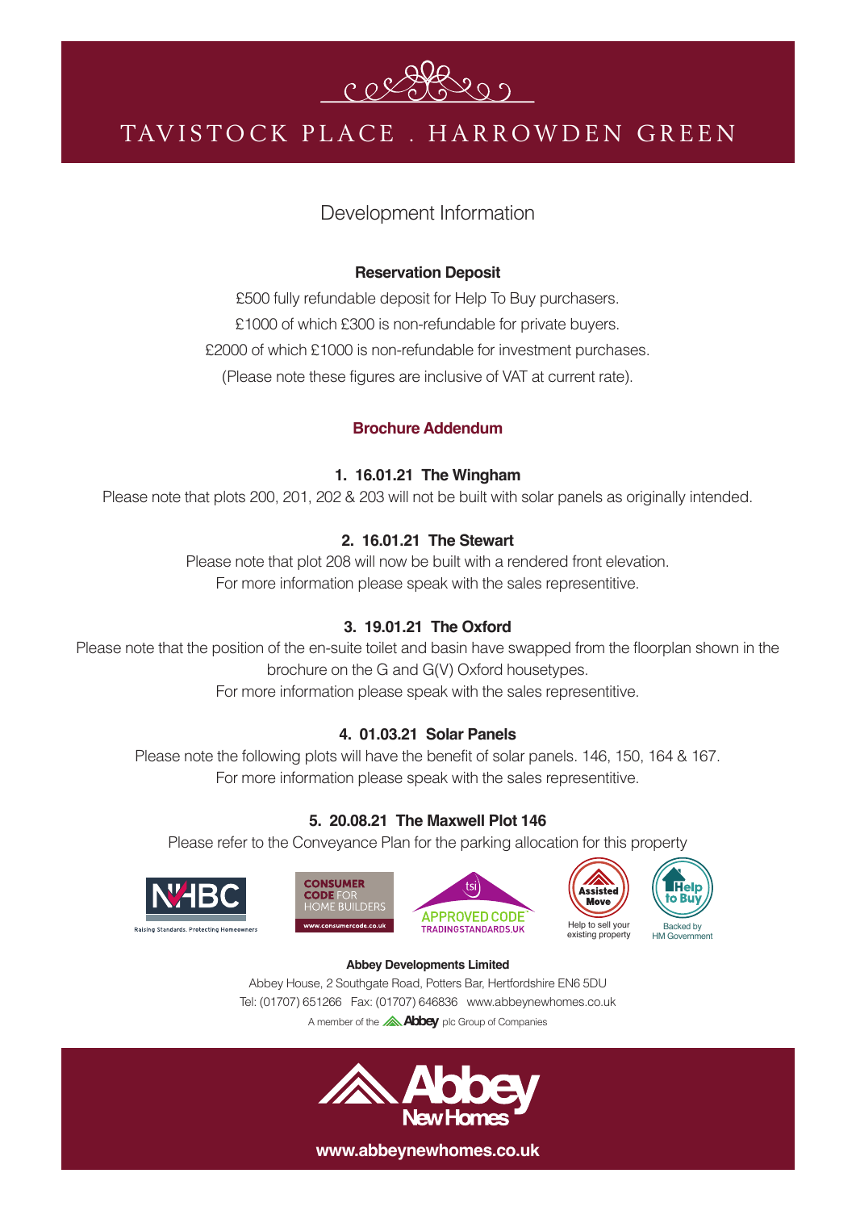# TAVISTOCK PLACE . HARROWDEN GREEN

## Development Information

### Reservation Deposit

£500 fully refundable deposit for Help To Buy purchasers.

£1000 of which £300 is non-refundable for private buyers.

£2000 of which £1000 is non-refundable for investment purchases.

(Please note these figures are inclusive of VAT at current rate).

### Brochure Addendum

**1. 16.01.21 The Wingham**

Please note that plots 200, 201, 202 & 203 will not be built with solar panels as originally intended.

**2. 16.01.21 The Stewart**

Please note that plot 208 will now be built with a rendered front elevation.
For more information please speak with the sales representitive.

**3. 19.01.21 The Oxford**

Please note that the position of the en-suite toilet and basin have swapped from the floorplan shown in the brochure on the G and G(V) Oxford housetypes.
For more information please speak with the sales representitive.

**4. 01.03.21 Solar Panels**

Please note the following plots will have the benefit of solar panels. 146, 150, 164 & 167.
For more information please speak with the sales representitive.

**5. 20.08.21 The Maxwell Plot 146**

Please refer to the Conveyance Plan for the parking allocation for this property

NHBC Raising Standards. Protecting Homeowners

CONSUMER CODE FOR HOME BUILDERS www.consumercode.co.uk

tsi APPROVED CODE TRADINGSTANDARDS.UK

Assisted Move — Help to sell your existing property

Help to Buy — Backed by HM Government

**Abbey Developments Limited**

Abbey House, 2 Southgate Road, Potters Bar, Hertfordshire EN6 5DU

Tel: (01707) 651266 Fax: (01707) 646836 www.abbeynewhomes.co.uk

A member of the Abbey plc Group of Companies

Abbey New Homes

**www.abbeynewhomes.co.uk**